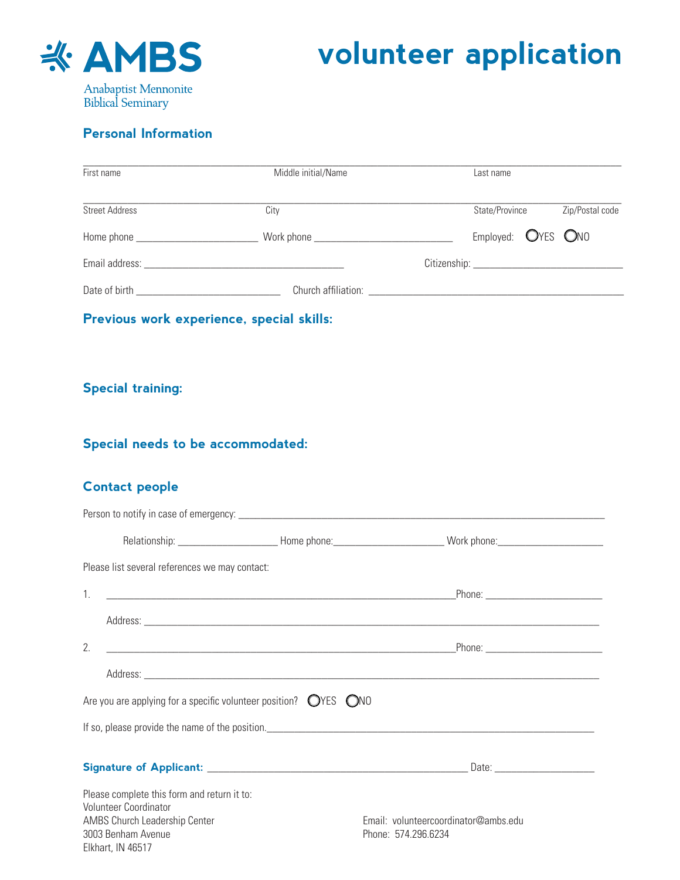AMBS

Anabaptist Mennonite Biblical Seminary

# volunteer application

## Personal Information

First name ______________________ Middle initial/Name ______________________ Last name ______________________

Street Address ______________________ City ______________________ State/Province ____________ Zip/Postal code ____________

Home phone ______________________ Work phone ______________________ Employed: ◯ YES ◯ NO

Email address: ______________________ Citizenship: ______________________

Date of birth ______________________ Church affiliation: ______________________

## Previous work experience, special skills:

## Special training:

## Special needs to be accommodated:

## Contact people

Person to notify in case of emergency: ______________________

Relationship: ______________ Home phone: ______________ Work phone: ______________

Please list several references we may contact:

1. ______________________ Phone: ______________

   Address: ______________________

2. ______________________ Phone: ______________

   Address: ______________________

Are you are applying for a specific volunteer position? ◯ YES ◯ NO

If so, please provide the name of the position. ______________________

**Signature of Applicant:** ______________________ Date: ______________

Please complete this form and return it to:
Volunteer Coordinator
AMBS Church Leadership Center
3003 Benham Avenue
Elkhart, IN 46517

Email: volunteercoordinator@ambs.edu
Phone: 574.296.6234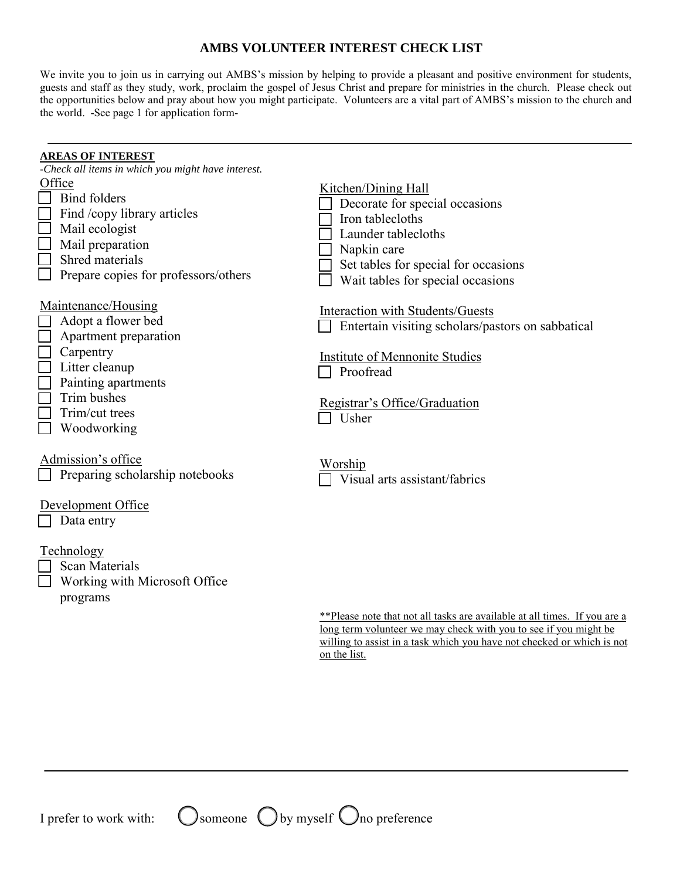# AMBS VOLUNTEER INTEREST CHECK LIST

We invite you to join us in carrying out AMBS's mission by helping to provide a pleasant and positive environment for students, guests and staff as they study, work, proclaim the gospel of Jesus Christ and prepare for ministries in the church. Please check out the opportunities below and pray about how you might participate. Volunteers are a vital part of AMBS's mission to the church and the world. -See page 1 for application form-

---

**AREAS OF INTEREST**

*-Check all items in which you might have interest.*

Office

- ☐ Bind folders
- ☐ Find /copy library articles
- ☐ Mail ecologist
- ☐ Mail preparation
- ☐ Shred materials
- ☐ Prepare copies for professors/others

Maintenance/Housing

- ☐ Adopt a flower bed
- ☐ Apartment preparation
- ☐ Carpentry
- ☐ Litter cleanup
- ☐ Painting apartments
- ☐ Trim bushes
- ☐ Trim/cut trees
- ☐ Woodworking

Admission's office

- ☐ Preparing scholarship notebooks

Development Office

- ☐ Data entry

Technology

- ☐ Scan Materials
- ☐ Working with Microsoft Office programs

Kitchen/Dining Hall

- ☐ Decorate for special occasions
- ☐ Iron tablecloths
- ☐ Launder tablecloths
- ☐ Napkin care
- ☐ Set tables for special for occasions
- ☐ Wait tables for special occasions

Interaction with Students/Guests

- ☐ Entertain visiting scholars/pastors on sabbatical

Institute of Mennonite Studies

- ☐ Proofread

Registrar's Office/Graduation

- ☐ Usher

Worship

- ☐ Visual arts assistant/fabrics

**Please note that not all tasks are available at all times. If you are a long term volunteer we may check with you to see if you might be willing to assist in a task which you have not checked or which is not on the list.

---

I prefer to work with: ○ someone ○ by myself ○ no preference